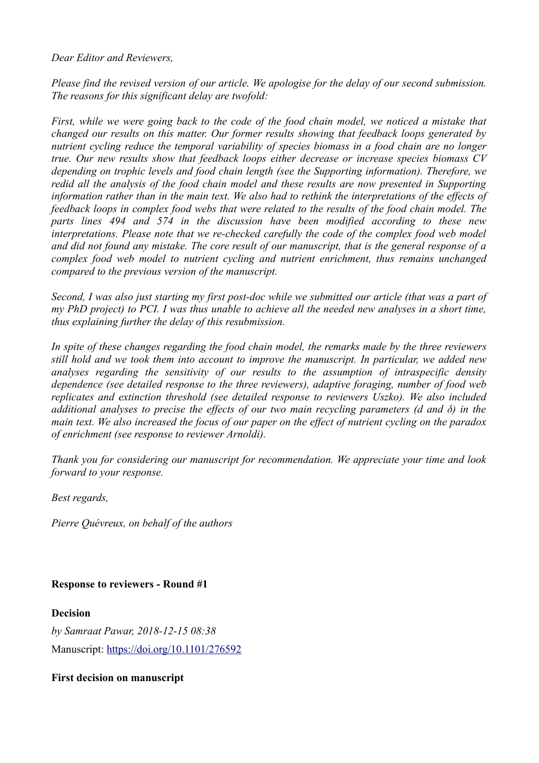*Dear Editor and Reviewers,*

*Please find the revised version of our article. We apologise for the delay of our second submission. The reasons for this significant delay are twofold:*

*First, while we were going back to the code of the food chain model, we noticed a mistake that changed our results on this matter. Our former results showing that feedback loops generated by nutrient cycling reduce the temporal variability of species biomass in a food chain are no longer true. Our new results show that feedback loops either decrease or increase species biomass CV depending on trophic levels and food chain length (see the Supporting information). Therefore, we redid all the analysis of the food chain model and these results are now presented in Supporting information rather than in the main text. We also had to rethink the interpretations of the effects of feedback loops in complex food webs that were related to the results of the food chain model. The parts lines 494 and 574 in the discussion have been modified according to these new interpretations. Please note that we re-checked carefully the code of the complex food web model and did not found any mistake. The core result of our manuscript, that is the general response of a complex food web model to nutrient cycling and nutrient enrichment, thus remains unchanged compared to the previous version of the manuscript.*

*Second, I was also just starting my first post-doc while we submitted our article (that was a part of my PhD project) to PCI. I was thus unable to achieve all the needed new analyses in a short time, thus explaining further the delay of this resubmission.*

*In spite of these changes regarding the food chain model, the remarks made by the three reviewers still hold and we took them into account to improve the manuscript. In particular, we added new analyses regarding the sensitivity of our results to the assumption of intraspecific density dependence (see detailed response to the three reviewers), adaptive foraging, number of food web replicates and extinction threshold (see detailed response to reviewers Uszko). We also included additional analyses to precise the effects of our two main recycling parameters (d and δ) in the main text. We also increased the focus of our paper on the effect of nutrient cycling on the paradox of enrichment (see response to reviewer Arnoldi).*

*Thank you for considering our manuscript for recommendation. We appreciate your time and look forward to your response.*

*Best regards,*

*Pierre Quévreux, on behalf of the authors*

**Response to reviewers - Round #1**

**Decision**

*by Samraat Pawar, 2018-12-15 08:38*

Manuscript: https://doi.org/10.1101/276592

**First decision on manuscript**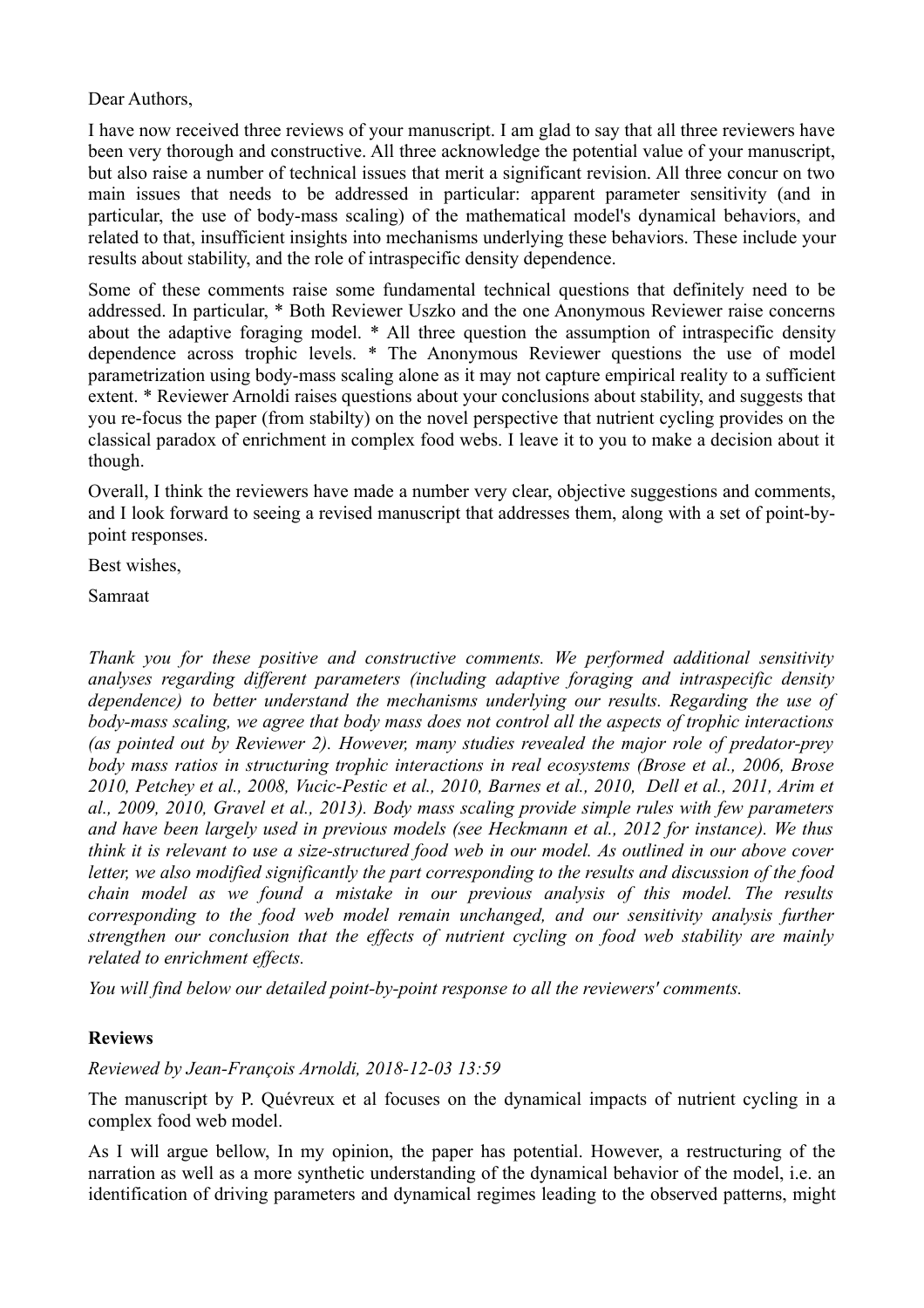Dear Authors,

I have now received three reviews of your manuscript. I am glad to say that all three reviewers have been very thorough and constructive. All three acknowledge the potential value of your manuscript, but also raise a number of technical issues that merit a significant revision. All three concur on two main issues that needs to be addressed in particular: apparent parameter sensitivity (and in particular, the use of body-mass scaling) of the mathematical model's dynamical behaviors, and related to that, insufficient insights into mechanisms underlying these behaviors. These include your results about stability, and the role of intraspecific density dependence.

Some of these comments raise some fundamental technical questions that definitely need to be addressed. In particular, * Both Reviewer Uszko and the one Anonymous Reviewer raise concerns about the adaptive foraging model. * All three question the assumption of intraspecific density dependence across trophic levels. * The Anonymous Reviewer questions the use of model parametrization using body-mass scaling alone as it may not capture empirical reality to a sufficient extent. * Reviewer Arnoldi raises questions about your conclusions about stability, and suggests that you re-focus the paper (from stabilty) on the novel perspective that nutrient cycling provides on the classical paradox of enrichment in complex food webs. I leave it to you to make a decision about it though.

Overall, I think the reviewers have made a number very clear, objective suggestions and comments, and I look forward to seeing a revised manuscript that addresses them, along with a set of point-by-point responses.

Best wishes,

Samraat

*Thank you for these positive and constructive comments. We performed additional sensitivity analyses regarding different parameters (including adaptive foraging and intraspecific density dependence) to better understand the mechanisms underlying our results. Regarding the use of body-mass scaling, we agree that body mass does not control all the aspects of trophic interactions (as pointed out by Reviewer 2). However, many studies revealed the major role of predator-prey body mass ratios in structuring trophic interactions in real ecosystems (Brose et al., 2006, Brose 2010, Petchey et al., 2008, Vucic-Pestic et al., 2010, Barnes et al., 2010, Dell et al., 2011, Arim et al., 2009, 2010, Gravel et al., 2013). Body mass scaling provide simple rules with few parameters and have been largely used in previous models (see Heckmann et al., 2012 for instance). We thus think it is relevant to use a size-structured food web in our model. As outlined in our above cover letter, we also modified significantly the part corresponding to the results and discussion of the food chain model as we found a mistake in our previous analysis of this model. The results corresponding to the food web model remain unchanged, and our sensitivity analysis further strengthen our conclusion that the effects of nutrient cycling on food web stability are mainly related to enrichment effects.*

*You will find below our detailed point-by-point response to all the reviewers' comments.*

## Reviews

*Reviewed by Jean-François Arnoldi, 2018-12-03 13:59*

The manuscript by P. Quévreux et al focuses on the dynamical impacts of nutrient cycling in a complex food web model.

As I will argue bellow, In my opinion, the paper has potential. However, a restructuring of the narration as well as a more synthetic understanding of the dynamical behavior of the model, i.e. an identification of driving parameters and dynamical regimes leading to the observed patterns, might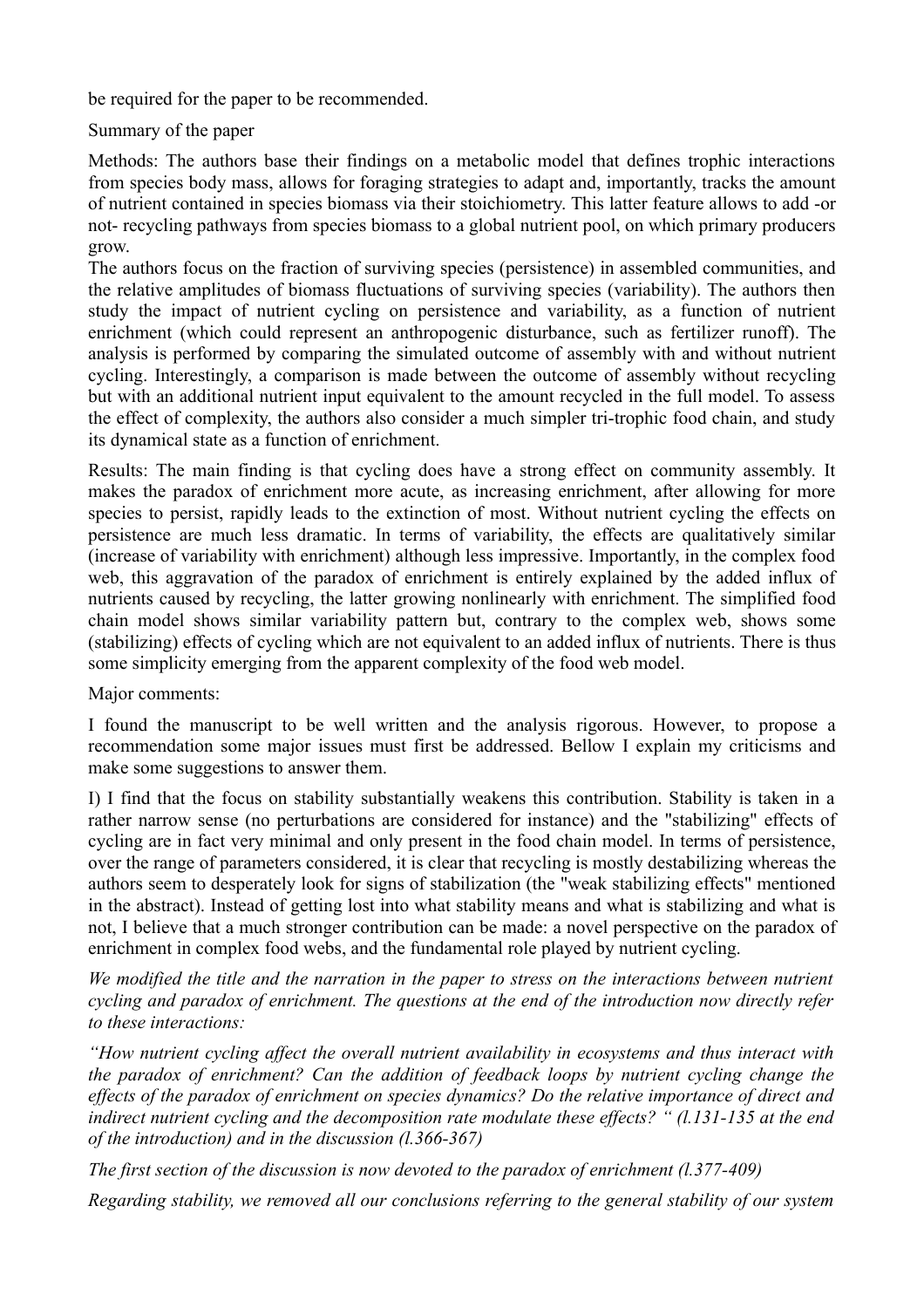be required for the paper to be recommended.

Summary of the paper

Methods: The authors base their findings on a metabolic model that defines trophic interactions from species body mass, allows for foraging strategies to adapt and, importantly, tracks the amount of nutrient contained in species biomass via their stoichiometry. This latter feature allows to add -or not- recycling pathways from species biomass to a global nutrient pool, on which primary producers grow.

The authors focus on the fraction of surviving species (persistence) in assembled communities, and the relative amplitudes of biomass fluctuations of surviving species (variability). The authors then study the impact of nutrient cycling on persistence and variability, as a function of nutrient enrichment (which could represent an anthropogenic disturbance, such as fertilizer runoff). The analysis is performed by comparing the simulated outcome of assembly with and without nutrient cycling. Interestingly, a comparison is made between the outcome of assembly without recycling but with an additional nutrient input equivalent to the amount recycled in the full model. To assess the effect of complexity, the authors also consider a much simpler tri-trophic food chain, and study its dynamical state as a function of enrichment.

Results: The main finding is that cycling does have a strong effect on community assembly. It makes the paradox of enrichment more acute, as increasing enrichment, after allowing for more species to persist, rapidly leads to the extinction of most. Without nutrient cycling the effects on persistence are much less dramatic. In terms of variability, the effects are qualitatively similar (increase of variability with enrichment) although less impressive. Importantly, in the complex food web, this aggravation of the paradox of enrichment is entirely explained by the added influx of nutrients caused by recycling, the latter growing nonlinearly with enrichment. The simplified food chain model shows similar variability pattern but, contrary to the complex web, shows some (stabilizing) effects of cycling which are not equivalent to an added influx of nutrients. There is thus some simplicity emerging from the apparent complexity of the food web model.

Major comments:

I found the manuscript to be well written and the analysis rigorous. However, to propose a recommendation some major issues must first be addressed. Bellow I explain my criticisms and make some suggestions to answer them.

I) I find that the focus on stability substantially weakens this contribution. Stability is taken in a rather narrow sense (no perturbations are considered for instance) and the "stabilizing" effects of cycling are in fact very minimal and only present in the food chain model. In terms of persistence, over the range of parameters considered, it is clear that recycling is mostly destabilizing whereas the authors seem to desperately look for signs of stabilization (the "weak stabilizing effects" mentioned in the abstract). Instead of getting lost into what stability means and what is stabilizing and what is not, I believe that a much stronger contribution can be made: a novel perspective on the paradox of enrichment in complex food webs, and the fundamental role played by nutrient cycling.

*We modified the title and the narration in the paper to stress on the interactions between nutrient cycling and paradox of enrichment. The questions at the end of the introduction now directly refer to these interactions:*

*"How nutrient cycling affect the overall nutrient availability in ecosystems and thus interact with the paradox of enrichment? Can the addition of feedback loops by nutrient cycling change the effects of the paradox of enrichment on species dynamics? Do the relative importance of direct and indirect nutrient cycling and the decomposition rate modulate these effects? " (l.131-135 at the end of the introduction) and in the discussion (l.366-367)*

*The first section of the discussion is now devoted to the paradox of enrichment (l.377-409)*

*Regarding stability, we removed all our conclusions referring to the general stability of our system*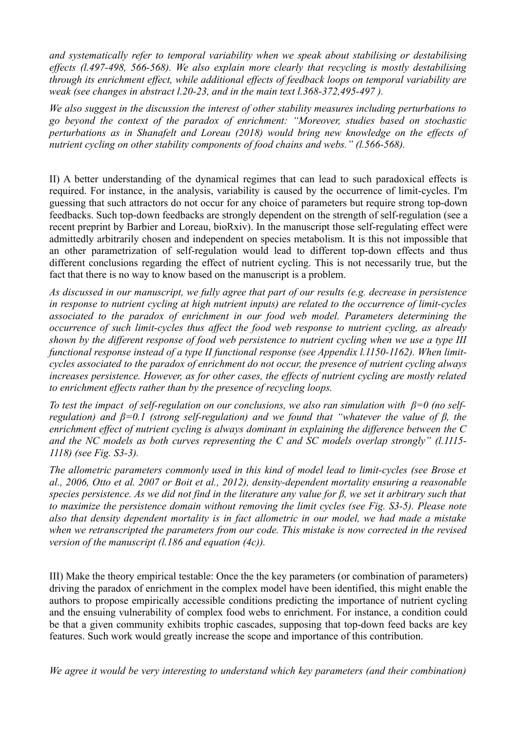*and systematically refer to temporal variability when we speak about stabilising or destabilising effects (l.497-498, 566-568). We also explain more clearly that recycling is mostly destabilising through its enrichment effect, while additional effects of feedback loops on temporal variability are weak (see changes in abstract l.20-23, and in the main text l.368-372,495-497 ).*

*We also suggest in the discussion the interest of other stability measures including perturbations to go beyond the context of the paradox of enrichment: "Moreover, studies based on stochastic perturbations as in Shanafelt and Loreau (2018) would bring new knowledge on the effects of nutrient cycling on other stability components of food chains and webs." (l.566-568).*

II) A better understanding of the dynamical regimes that can lead to such paradoxical effects is required. For instance, in the analysis, variability is caused by the occurrence of limit-cycles. I'm guessing that such attractors do not occur for any choice of parameters but require strong top-down feedbacks. Such top-down feedbacks are strongly dependent on the strength of self-regulation (see a recent preprint by Barbier and Loreau, bioRxiv). In the manuscript those self-regulating effect were admittedly arbitrarily chosen and independent on species metabolism. It is this not impossible that an other parametrization of self-regulation would lead to different top-down effects and thus different conclusions regarding the effect of nutrient cycling. This is not necessarily true, but the fact that there is no way to know based on the manuscript is a problem.

*As discussed in our manuscript, we fully agree that part of our results (e.g. decrease in persistence in response to nutrient cycling at high nutrient inputs) are related to the occurrence of limit-cycles associated to the paradox of enrichment in our food web model. Parameters determining the occurrence of such limit-cycles thus affect the food web response to nutrient cycling, as already shown by the different response of food web persistence to nutrient cycling when we use a type III functional response instead of a type II functional response (see Appendix l.1150-1162). When limit-cycles associated to the paradox of enrichment do not occur, the presence of nutrient cycling always increases persistence. However, as for other cases, the effects of nutrient cycling are mostly related to enrichment effects rather than by the presence of recycling loops.*

*To test the impact of self-regulation on our conclusions, we also ran simulation with $\beta=0$ (no self-regulation) and $\beta=0.1$ (strong self-regulation) and we found that "whatever the value of $\beta$, the enrichment effect of nutrient cycling is always dominant in explaining the difference between the C and the NC models as both curves representing the C and SC models overlap strongly" (l.1115-1118) (see Fig. S3-3).*

*The allometric parameters commonly used in this kind of model lead to limit-cycles (see Brose et al., 2006, Otto et al. 2007 or Boit et al., 2012), density-dependent mortality ensuring a reasonable species persistence. As we did not find in the literature any value for $\beta$, we set it arbitrary such that to maximize the persistence domain without removing the limit cycles (see Fig. S3-5). Please note also that density dependent mortality is in fact allometric in our model, we had made a mistake when we retranscripted the parameters from our code. This mistake is now corrected in the revised version of the manuscript (l.186 and equation (4c)).*

III) Make the theory empirical testable: Once the the key parameters (or combination of parameters) driving the paradox of enrichment in the complex model have been identified, this might enable the authors to propose empirically accessible conditions predicting the importance of nutrient cycling and the ensuing vulnerability of complex food webs to enrichment. For instance, a condition could be that a given community exhibits trophic cascades, supposing that top-down feed backs are key features. Such work would greatly increase the scope and importance of this contribution.

*We agree it would be very interesting to understand which key parameters (and their combination)*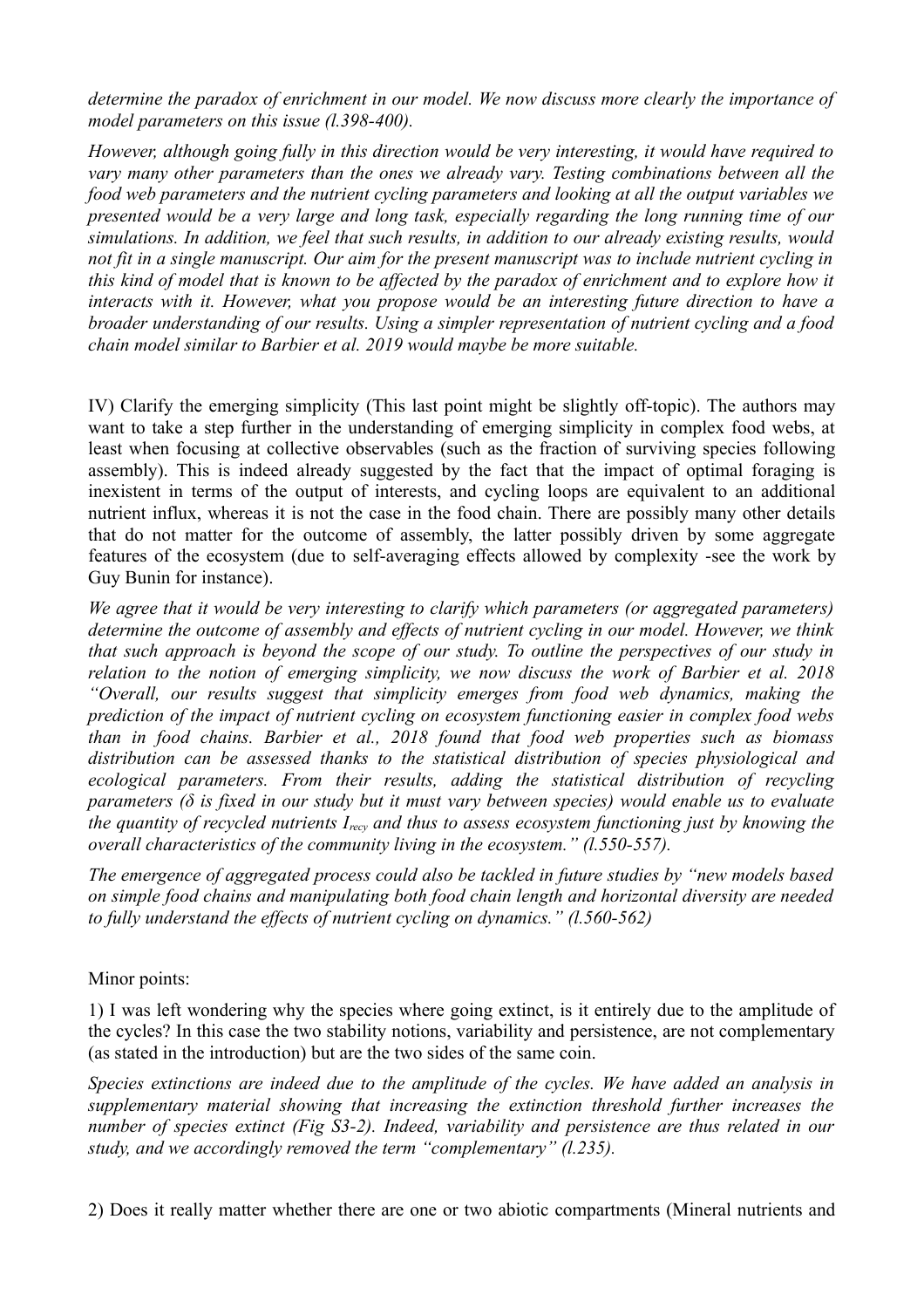*determine the paradox of enrichment in our model. We now discuss more clearly the importance of model parameters on this issue (l.398-400).*

*However, although going fully in this direction would be very interesting, it would have required to vary many other parameters than the ones we already vary. Testing combinations between all the food web parameters and the nutrient cycling parameters and looking at all the output variables we presented would be a very large and long task, especially regarding the long running time of our simulations. In addition, we feel that such results, in addition to our already existing results, would not fit in a single manuscript. Our aim for the present manuscript was to include nutrient cycling in this kind of model that is known to be affected by the paradox of enrichment and to explore how it interacts with it. However, what you propose would be an interesting future direction to have a broader understanding of our results. Using a simpler representation of nutrient cycling and a food chain model similar to Barbier et al. 2019 would maybe be more suitable.*

IV) Clarify the emerging simplicity (This last point might be slightly off-topic). The authors may want to take a step further in the understanding of emerging simplicity in complex food webs, at least when focusing at collective observables (such as the fraction of surviving species following assembly). This is indeed already suggested by the fact that the impact of optimal foraging is inexistent in terms of the output of interests, and cycling loops are equivalent to an additional nutrient influx, whereas it is not the case in the food chain. There are possibly many other details that do not matter for the outcome of assembly, the latter possibly driven by some aggregate features of the ecosystem (due to self-averaging effects allowed by complexity -see the work by Guy Bunin for instance).

*We agree that it would be very interesting to clarify which parameters (or aggregated parameters) determine the outcome of assembly and effects of nutrient cycling in our model. However, we think that such approach is beyond the scope of our study. To outline the perspectives of our study in relation to the notion of emerging simplicity, we now discuss the work of Barbier et al. 2018 "Overall, our results suggest that simplicity emerges from food web dynamics, making the prediction of the impact of nutrient cycling on ecosystem functioning easier in complex food webs than in food chains. Barbier et al., 2018 found that food web properties such as biomass distribution can be assessed thanks to the statistical distribution of species physiological and ecological parameters. From their results, adding the statistical distribution of recycling parameters (δ is fixed in our study but it must vary between species) would enable us to evaluate the quantity of recycled nutrients $I_{recy}$ and thus to assess ecosystem functioning just by knowing the overall characteristics of the community living in the ecosystem." (l.550-557).*

*The emergence of aggregated process could also be tackled in future studies by "new models based on simple food chains and manipulating both food chain length and horizontal diversity are needed to fully understand the effects of nutrient cycling on dynamics." (l.560-562)*

Minor points:

1) I was left wondering why the species where going extinct, is it entirely due to the amplitude of the cycles? In this case the two stability notions, variability and persistence, are not complementary (as stated in the introduction) but are the two sides of the same coin.

*Species extinctions are indeed due to the amplitude of the cycles. We have added an analysis in supplementary material showing that increasing the extinction threshold further increases the number of species extinct (Fig S3-2). Indeed, variability and persistence are thus related in our study, and we accordingly removed the term "complementary" (l.235).*

2) Does it really matter whether there are one or two abiotic compartments (Mineral nutrients and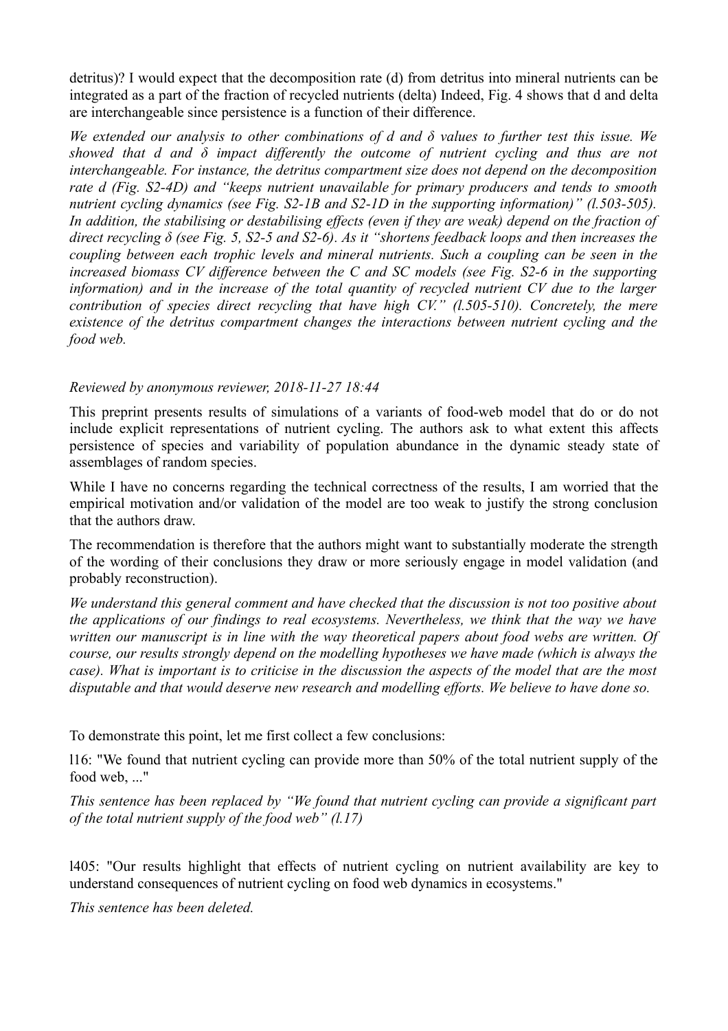detritus)? I would expect that the decomposition rate (d) from detritus into mineral nutrients can be integrated as a part of the fraction of recycled nutrients (delta) Indeed, Fig. 4 shows that d and delta are interchangeable since persistence is a function of their difference.

*We extended our analysis to other combinations of d and δ values to further test this issue. We showed that d and δ impact differently the outcome of nutrient cycling and thus are not interchangeable. For instance, the detritus compartment size does not depend on the decomposition rate d (Fig. S2-4D) and "keeps nutrient unavailable for primary producers and tends to smooth nutrient cycling dynamics (see Fig. S2-1B and S2-1D in the supporting information)" (l.503-505). In addition, the stabilising or destabilising effects (even if they are weak) depend on the fraction of direct recycling δ (see Fig. 5, S2-5 and S2-6). As it "shortens feedback loops and then increases the coupling between each trophic levels and mineral nutrients. Such a coupling can be seen in the increased biomass CV difference between the C and SC models (see Fig. S2-6 in the supporting information) and in the increase of the total quantity of recycled nutrient CV due to the larger contribution of species direct recycling that have high CV." (l.505-510). Concretely, the mere existence of the detritus compartment changes the interactions between nutrient cycling and the food web.*

*Reviewed by anonymous reviewer, 2018-11-27 18:44*

This preprint presents results of simulations of a variants of food-web model that do or do not include explicit representations of nutrient cycling. The authors ask to what extent this affects persistence of species and variability of population abundance in the dynamic steady state of assemblages of random species.

While I have no concerns regarding the technical correctness of the results, I am worried that the empirical motivation and/or validation of the model are too weak to justify the strong conclusion that the authors draw.

The recommendation is therefore that the authors might want to substantially moderate the strength of the wording of their conclusions they draw or more seriously engage in model validation (and probably reconstruction).

*We understand this general comment and have checked that the discussion is not too positive about the applications of our findings to real ecosystems. Nevertheless, we think that the way we have written our manuscript is in line with the way theoretical papers about food webs are written. Of course, our results strongly depend on the modelling hypotheses we have made (which is always the case). What is important is to criticise in the discussion the aspects of the model that are the most disputable and that would deserve new research and modelling efforts. We believe to have done so.*

To demonstrate this point, let me first collect a few conclusions:

l16: "We found that nutrient cycling can provide more than 50% of the total nutrient supply of the food web, ..."

*This sentence has been replaced by "We found that nutrient cycling can provide a significant part of the total nutrient supply of the food web" (l.17)*

l405: "Our results highlight that effects of nutrient cycling on nutrient availability are key to understand consequences of nutrient cycling on food web dynamics in ecosystems."

*This sentence has been deleted.*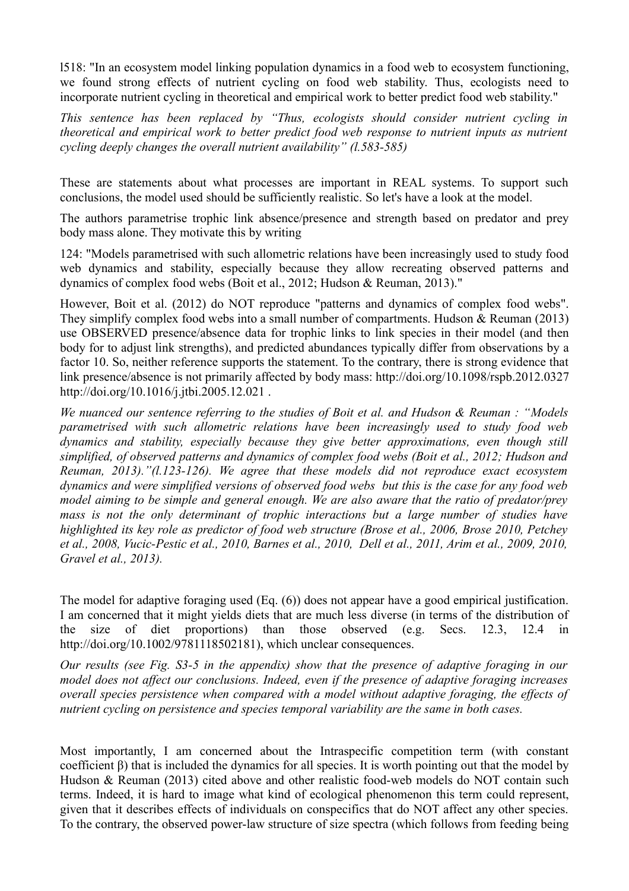l518: "In an ecosystem model linking population dynamics in a food web to ecosystem functioning, we found strong effects of nutrient cycling on food web stability. Thus, ecologists need to incorporate nutrient cycling in theoretical and empirical work to better predict food web stability."

*This sentence has been replaced by "Thus, ecologists should consider nutrient cycling in theoretical and empirical work to better predict food web response to nutrient inputs as nutrient cycling deeply changes the overall nutrient availability" (l.583-585)*

These are statements about what processes are important in REAL systems. To support such conclusions, the model used should be sufficiently realistic. So let's have a look at the model.

The authors parametrise trophic link absence/presence and strength based on predator and prey body mass alone. They motivate this by writing

124: "Models parametrised with such allometric relations have been increasingly used to study food web dynamics and stability, especially because they allow recreating observed patterns and dynamics of complex food webs (Boit et al., 2012; Hudson & Reuman, 2013)."

However, Boit et al. (2012) do NOT reproduce "patterns and dynamics of complex food webs". They simplify complex food webs into a small number of compartments. Hudson & Reuman (2013) use OBSERVED presence/absence data for trophic links to link species in their model (and then body for to adjust link strengths), and predicted abundances typically differ from observations by a factor 10. So, neither reference supports the statement. To the contrary, there is strong evidence that link presence/absence is not primarily affected by body mass: http://doi.org/10.1098/rspb.2012.0327 http://doi.org/10.1016/j.jtbi.2005.12.021 .

*We nuanced our sentence referring to the studies of Boit et al. and Hudson & Reuman : "Models parametrised with such allometric relations have been increasingly used to study food web dynamics and stability, especially because they give better approximations, even though still simplified, of observed patterns and dynamics of complex food webs (Boit et al., 2012; Hudson and Reuman, 2013)."(l.123-126). We agree that these models did not reproduce exact ecosystem dynamics and were simplified versions of observed food webs but this is the case for any food web model aiming to be simple and general enough. We are also aware that the ratio of predator/prey mass is not the only determinant of trophic interactions but a large number of studies have highlighted its key role as predictor of food web structure (Brose et al., 2006, Brose 2010, Petchey et al., 2008, Vucic-Pestic et al., 2010, Barnes et al., 2010, Dell et al., 2011, Arim et al., 2009, 2010, Gravel et al., 2013).*

The model for adaptive foraging used (Eq. (6)) does not appear have a good empirical justification. I am concerned that it might yields diets that are much less diverse (in terms of the distribution of the size of diet proportions) than those observed (e.g. Secs. 12.3, 12.4 in http://doi.org/10.1002/9781118502181), which unclear consequences.

*Our results (see Fig. S3-5 in the appendix) show that the presence of adaptive foraging in our model does not affect our conclusions. Indeed, even if the presence of adaptive foraging increases overall species persistence when compared with a model without adaptive foraging, the effects of nutrient cycling on persistence and species temporal variability are the same in both cases.*

Most importantly, I am concerned about the Intraspecific competition term (with constant coefficient $\beta$) that is included the dynamics for all species. It is worth pointing out that the model by Hudson & Reuman (2013) cited above and other realistic food-web models do NOT contain such terms. Indeed, it is hard to image what kind of ecological phenomenon this term could represent, given that it describes effects of individuals on conspecifics that do NOT affect any other species. To the contrary, the observed power-law structure of size spectra (which follows from feeding being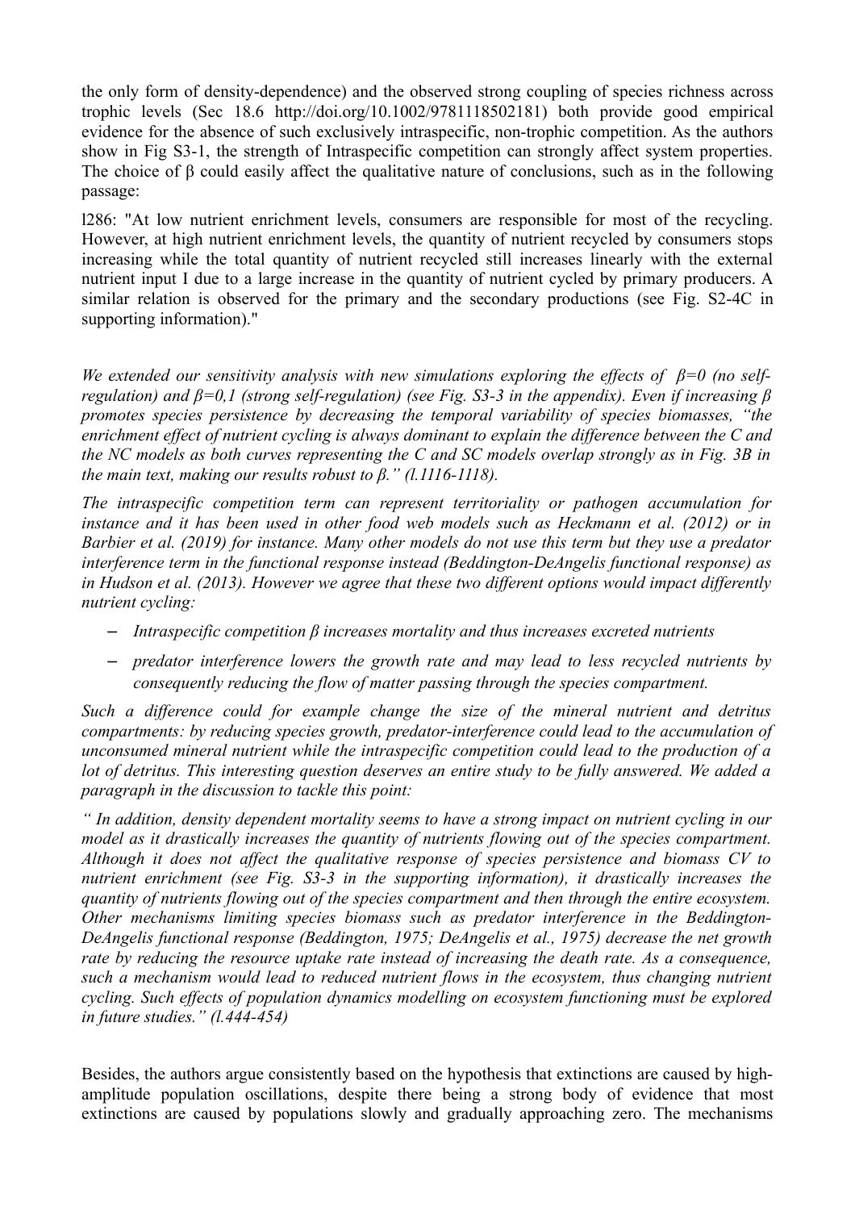the only form of density-dependence) and the observed strong coupling of species richness across trophic levels (Sec 18.6 http://doi.org/10.1002/9781118502181) both provide good empirical evidence for the absence of such exclusively intraspecific, non-trophic competition. As the authors show in Fig S3-1, the strength of Intraspecific competition can strongly affect system properties. The choice of β could easily affect the qualitative nature of conclusions, such as in the following passage:

l286: "At low nutrient enrichment levels, consumers are responsible for most of the recycling. However, at high nutrient enrichment levels, the quantity of nutrient recycled by consumers stops increasing while the total quantity of nutrient recycled still increases linearly with the external nutrient input I due to a large increase in the quantity of nutrient cycled by primary producers. A similar relation is observed for the primary and the secondary productions (see Fig. S2-4C in supporting information)."

*We extended our sensitivity analysis with new simulations exploring the effects of $\beta=0$ (no self-regulation) and $\beta=0,1$ (strong self-regulation) (see Fig. S3-3 in the appendix). Even if increasing β promotes species persistence by decreasing the temporal variability of species biomasses, "the enrichment effect of nutrient cycling is always dominant to explain the difference between the C and the NC models as both curves representing the C and SC models overlap strongly as in Fig. 3B in the main text, making our results robust to β." (l.1116-1118).*

*The intraspecific competition term can represent territoriality or pathogen accumulation for instance and it has been used in other food web models such as Heckmann et al. (2012) or in Barbier et al. (2019) for instance. Many other models do not use this term but they use a predator interference term in the functional response instead (Beddington-DeAngelis functional response) as in Hudson et al. (2013). However we agree that these two different options would impact differently nutrient cycling:*

- *Intraspecific competition β increases mortality and thus increases excreted nutrients*
- *predator interference lowers the growth rate and may lead to less recycled nutrients by consequently reducing the flow of matter passing through the species compartment.*

*Such a difference could for example change the size of the mineral nutrient and detritus compartments: by reducing species growth, predator-interference could lead to the accumulation of unconsumed mineral nutrient while the intraspecific competition could lead to the production of a lot of detritus. This interesting question deserves an entire study to be fully answered. We added a paragraph in the discussion to tackle this point:*

*" In addition, density dependent mortality seems to have a strong impact on nutrient cycling in our model as it drastically increases the quantity of nutrients flowing out of the species compartment. Although it does not affect the qualitative response of species persistence and biomass CV to nutrient enrichment (see Fig. S3-3 in the supporting information), it drastically increases the quantity of nutrients flowing out of the species compartment and then through the entire ecosystem. Other mechanisms limiting species biomass such as predator interference in the Beddington-DeAngelis functional response (Beddington, 1975; DeAngelis et al., 1975) decrease the net growth rate by reducing the resource uptake rate instead of increasing the death rate. As a consequence, such a mechanism would lead to reduced nutrient flows in the ecosystem, thus changing nutrient cycling. Such effects of population dynamics modelling on ecosystem functioning must be explored in future studies." (l.444-454)*

Besides, the authors argue consistently based on the hypothesis that extinctions are caused by high-amplitude population oscillations, despite there being a strong body of evidence that most extinctions are caused by populations slowly and gradually approaching zero. The mechanisms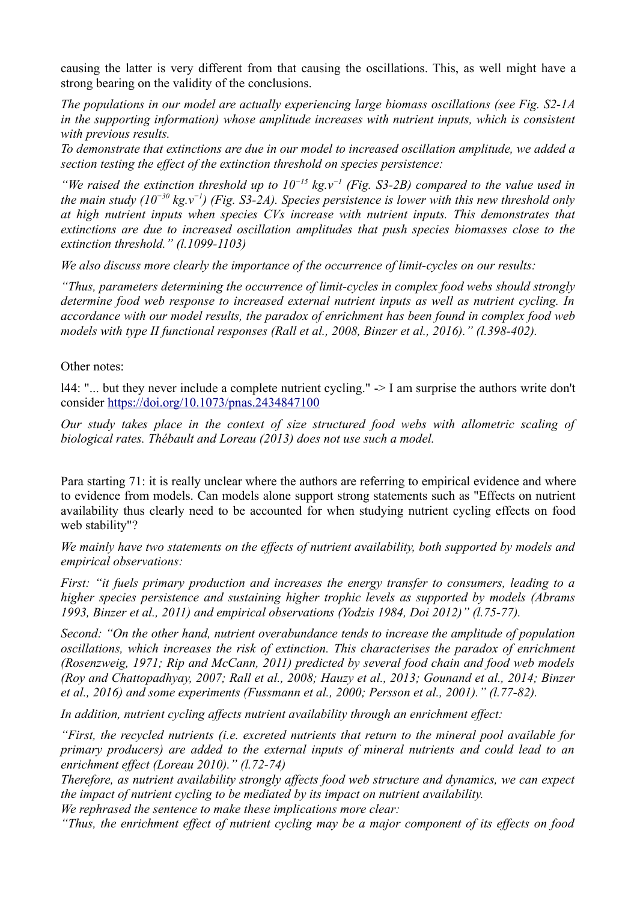causing the latter is very different from that causing the oscillations. This, as well might have a strong bearing on the validity of the conclusions.

*The populations in our model are actually experiencing large biomass oscillations (see Fig. S2-1A in the supporting information) whose amplitude increases with nutrient inputs, which is consistent with previous results.*

*To demonstrate that extinctions are due in our model to increased oscillation amplitude, we added a section testing the effect of the extinction threshold on species persistence:*

*"We raised the extinction threshold up to $10^{-15}$ kg.v$^{-1}$ (Fig. S3-2B) compared to the value used in the main study ($10^{-30}$ kg.v$^{-1}$) (Fig. S3-2A). Species persistence is lower with this new threshold only at high nutrient inputs when species CVs increase with nutrient inputs. This demonstrates that extinctions are due to increased oscillation amplitudes that push species biomasses close to the extinction threshold." (l.1099-1103)*

*We also discuss more clearly the importance of the occurrence of limit-cycles on our results:*

*"Thus, parameters determining the occurrence of limit-cycles in complex food webs should strongly determine food web response to increased external nutrient inputs as well as nutrient cycling. In accordance with our model results, the paradox of enrichment has been found in complex food web models with type II functional responses (Rall et al., 2008, Binzer et al., 2016)." (l.398-402).*

Other notes:

l44: "... but they never include a complete nutrient cycling." -> I am surprise the authors write don't consider https://doi.org/10.1073/pnas.2434847100

*Our study takes place in the context of size structured food webs with allometric scaling of biological rates. Thébault and Loreau (2013) does not use such a model.*

Para starting 71: it is really unclear where the authors are referring to empirical evidence and where to evidence from models. Can models alone support strong statements such as "Effects on nutrient availability thus clearly need to be accounted for when studying nutrient cycling effects on food web stability"?

*We mainly have two statements on the effects of nutrient availability, both supported by models and empirical observations:*

*First: "it fuels primary production and increases the energy transfer to consumers, leading to a higher species persistence and sustaining higher trophic levels as supported by models (Abrams 1993, Binzer et al., 2011) and empirical observations (Yodzis 1984, Doi 2012)" (l.75-77).*

*Second: "On the other hand, nutrient overabundance tends to increase the amplitude of population oscillations, which increases the risk of extinction. This characterises the paradox of enrichment (Rosenzweig, 1971; Rip and McCann, 2011) predicted by several food chain and food web models (Roy and Chattopadhyay, 2007; Rall et al., 2008; Hauzy et al., 2013; Gounand et al., 2014; Binzer et al., 2016) and some experiments (Fussmann et al., 2000; Persson et al., 2001)." (l.77-82).*

*In addition, nutrient cycling affects nutrient availability through an enrichment effect:*

*"First, the recycled nutrients (i.e. excreted nutrients that return to the mineral pool available for primary producers) are added to the external inputs of mineral nutrients and could lead to an enrichment effect (Loreau 2010)." (l.72-74)*

*Therefore, as nutrient availability strongly affects food web structure and dynamics, we can expect the impact of nutrient cycling to be mediated by its impact on nutrient availability.*

*We rephrased the sentence to make these implications more clear:*

*"Thus, the enrichment effect of nutrient cycling may be a major component of its effects on food*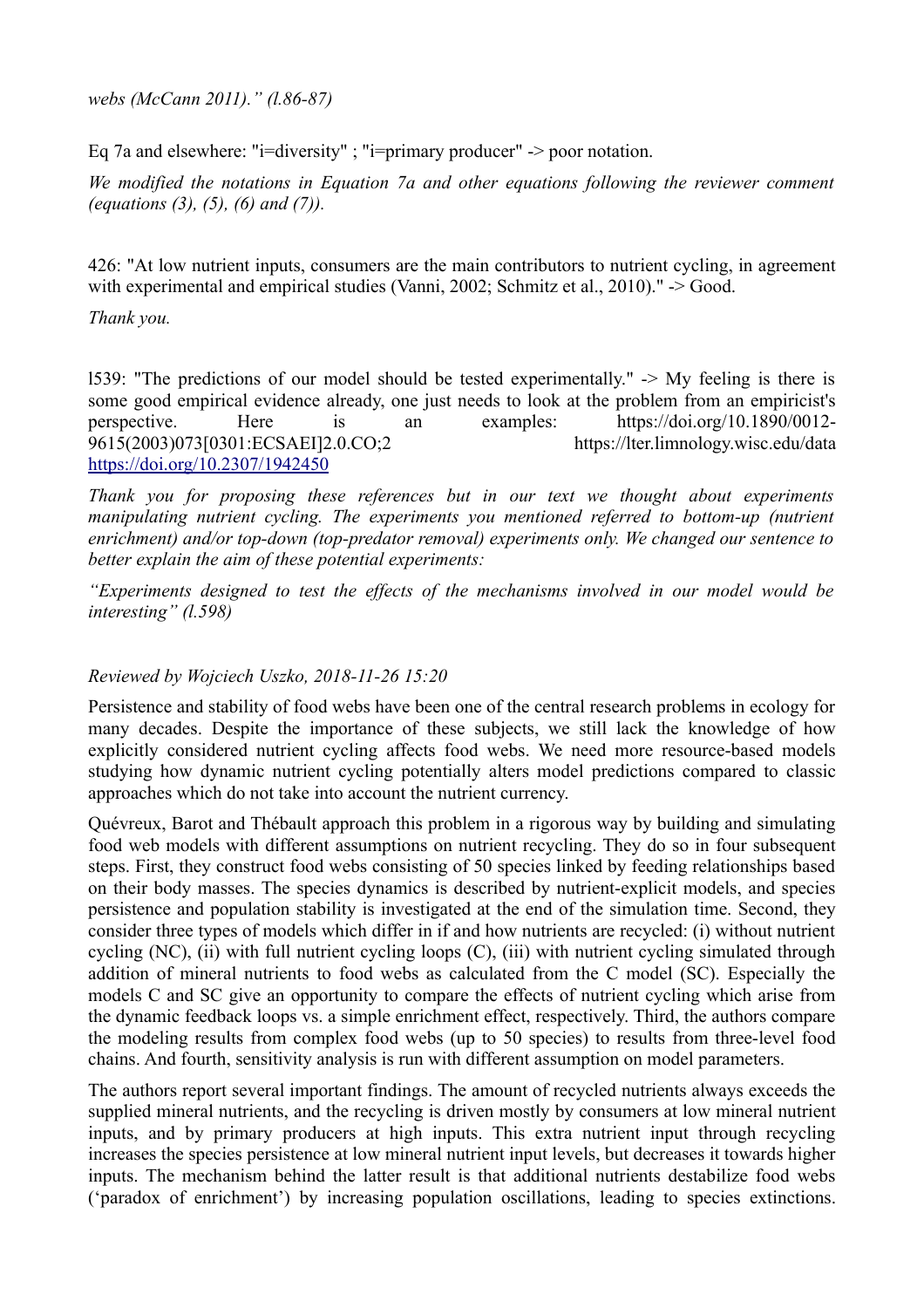*webs (McCann 2011)." (l.86-87)*

Eq 7a and elsewhere: "i=diversity" ; "i=primary producer" -> poor notation.

*We modified the notations in Equation 7a and other equations following the reviewer comment (equations (3), (5), (6) and (7)).*

426: "At low nutrient inputs, consumers are the main contributors to nutrient cycling, in agreement with experimental and empirical studies (Vanni, 2002; Schmitz et al., 2010)." -> Good.

*Thank you.*

l539: "The predictions of our model should be tested experimentally." -> My feeling is there is some good empirical evidence already, one just needs to look at the problem from an empiricist's perspective. Here is an examples: https://doi.org/10.1890/0012-9615(2003)073[0301:ECSAEI]2.0.CO;2 https://lter.limnology.wisc.edu/data https://doi.org/10.2307/1942450

*Thank you for proposing these references but in our text we thought about experiments manipulating nutrient cycling. The experiments you mentioned referred to bottom-up (nutrient enrichment) and/or top-down (top-predator removal) experiments only. We changed our sentence to better explain the aim of these potential experiments:*

*"Experiments designed to test the effects of the mechanisms involved in our model would be interesting" (l.598)*

*Reviewed by Wojciech Uszko, 2018-11-26 15:20*

Persistence and stability of food webs have been one of the central research problems in ecology for many decades. Despite the importance of these subjects, we still lack the knowledge of how explicitly considered nutrient cycling affects food webs. We need more resource-based models studying how dynamic nutrient cycling potentially alters model predictions compared to classic approaches which do not take into account the nutrient currency.

Quévreux, Barot and Thébault approach this problem in a rigorous way by building and simulating food web models with different assumptions on nutrient recycling. They do so in four subsequent steps. First, they construct food webs consisting of 50 species linked by feeding relationships based on their body masses. The species dynamics is described by nutrient-explicit models, and species persistence and population stability is investigated at the end of the simulation time. Second, they consider three types of models which differ in if and how nutrients are recycled: (i) without nutrient cycling (NC), (ii) with full nutrient cycling loops (C), (iii) with nutrient cycling simulated through addition of mineral nutrients to food webs as calculated from the C model (SC). Especially the models C and SC give an opportunity to compare the effects of nutrient cycling which arise from the dynamic feedback loops vs. a simple enrichment effect, respectively. Third, the authors compare the modeling results from complex food webs (up to 50 species) to results from three-level food chains. And fourth, sensitivity analysis is run with different assumption on model parameters.

The authors report several important findings. The amount of recycled nutrients always exceeds the supplied mineral nutrients, and the recycling is driven mostly by consumers at low mineral nutrient inputs, and by primary producers at high inputs. This extra nutrient input through recycling increases the species persistence at low mineral nutrient input levels, but decreases it towards higher inputs. The mechanism behind the latter result is that additional nutrients destabilize food webs ('paradox of enrichment') by increasing population oscillations, leading to species extinctions.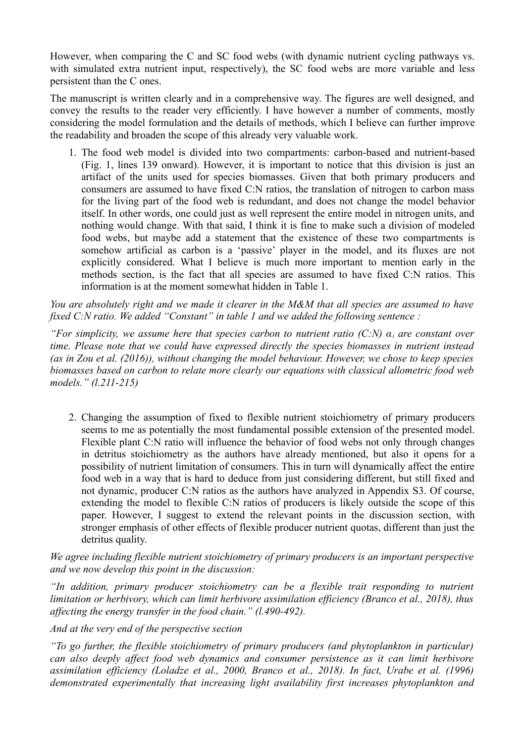However, when comparing the C and SC food webs (with dynamic nutrient cycling pathways vs. with simulated extra nutrient input, respectively), the SC food webs are more variable and less persistent than the C ones.

The manuscript is written clearly and in a comprehensive way. The figures are well designed, and convey the results to the reader very efficiently. I have however a number of comments, mostly considering the model formulation and the details of methods, which I believe can further improve the readability and broaden the scope of this already very valuable work.

1. The food web model is divided into two compartments: carbon-based and nutrient-based (Fig. 1, lines 139 onward). However, it is important to notice that this division is just an artifact of the units used for species biomasses. Given that both primary producers and consumers are assumed to have fixed C:N ratios, the translation of nitrogen to carbon mass for the living part of the food web is redundant, and does not change the model behavior itself. In other words, one could just as well represent the entire model in nitrogen units, and nothing would change. With that said, I think it is fine to make such a division of modeled food webs, but maybe add a statement that the existence of these two compartments is somehow artificial as carbon is a 'passive' player in the model, and its fluxes are not explicitly considered. What I believe is much more important to mention early in the methods section, is the fact that all species are assumed to have fixed C:N ratios. This information is at the moment somewhat hidden in Table 1.

*You are absolutely right and we made it clearer in the M&M that all species are assumed to have fixed C:N ratio. We added "Constant" in table 1 and we added the following sentence :*

*"For simplicity, we assume here that species carbon to nutrient ratio (C:N) $\alpha_i$ are constant over time. Please note that we could have expressed directly the species biomasses in nutrient instead (as in Zou et al. (2016)), without changing the model behaviour. However, we chose to keep species biomasses based on carbon to relate more clearly our equations with classical allometric food web models." (l.211-215)*

2. Changing the assumption of fixed to flexible nutrient stoichiometry of primary producers seems to me as potentially the most fundamental possible extension of the presented model. Flexible plant C:N ratio will influence the behavior of food webs not only through changes in detritus stoichiometry as the authors have already mentioned, but also it opens for a possibility of nutrient limitation of consumers. This in turn will dynamically affect the entire food web in a way that is hard to deduce from just considering different, but still fixed and not dynamic, producer C:N ratios as the authors have analyzed in Appendix S3. Of course, extending the model to flexible C:N ratios of producers is likely outside the scope of this paper. However, I suggest to extend the relevant points in the discussion section, with stronger emphasis of other effects of flexible producer nutrient quotas, different than just the detritus quality.

*We agree including flexible nutrient stoichiometry of primary producers is an important perspective and we now develop this point in the discussion:*

*"In addition, primary producer stoichiometry can be a flexible trait responding to nutrient limitation or herbivory, which can limit herbivore assimilation efficiency (Branco et al., 2018), thus affecting the energy transfer in the food chain." (l.490-492).*

*And at the very end of the perspective section*

*"To go further, the flexible stoichiometry of primary producers (and phytoplankton in particular) can also deeply affect food web dynamics and consumer persistence as it can limit herbivore assimilation efficiency (Loladze et al., 2000, Branco et al., 2018). In fact, Urabe et al. (1996) demonstrated experimentally that increasing light availability first increases phytoplankton and*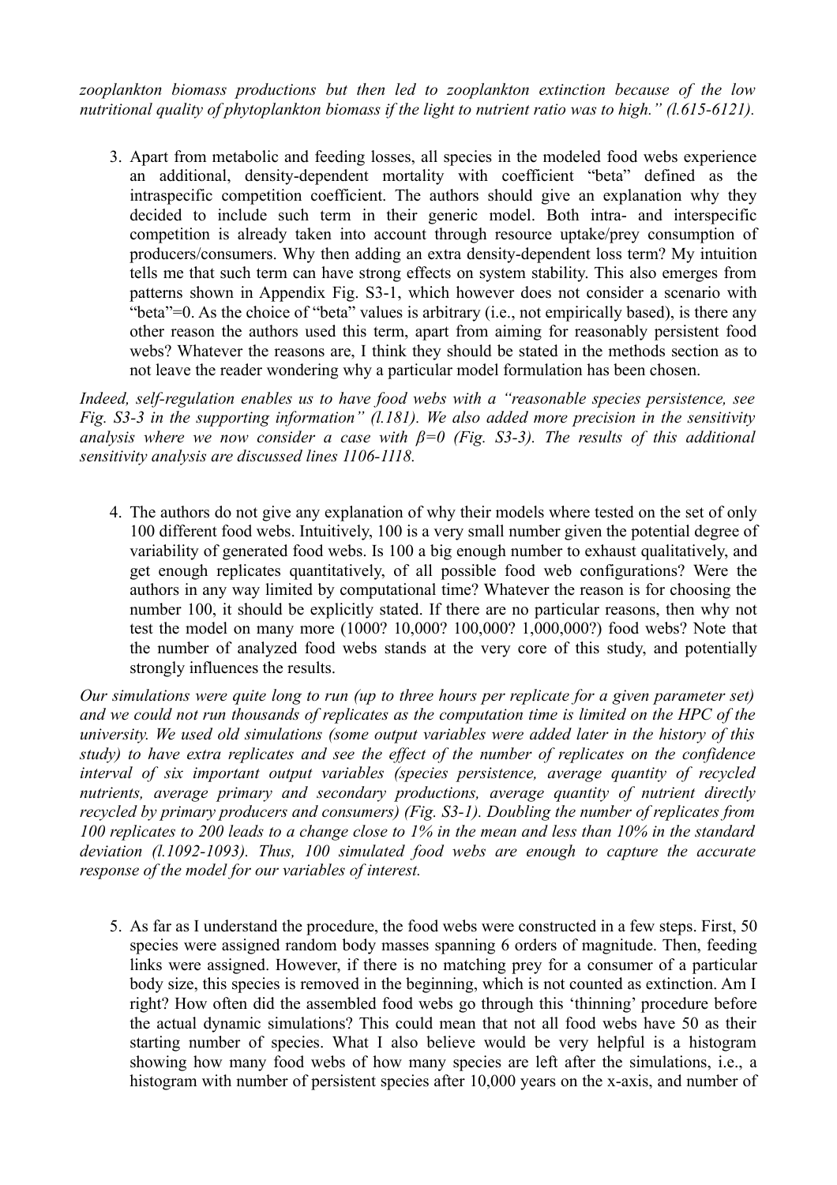*zooplankton biomass productions but then led to zooplankton extinction because of the low nutritional quality of phytoplankton biomass if the light to nutrient ratio was to high." (l.615-6121).*

3. Apart from metabolic and feeding losses, all species in the modeled food webs experience an additional, density-dependent mortality with coefficient "beta" defined as the intraspecific competition coefficient. The authors should give an explanation why they decided to include such term in their generic model. Both intra- and interspecific competition is already taken into account through resource uptake/prey consumption of producers/consumers. Why then adding an extra density-dependent loss term? My intuition tells me that such term can have strong effects on system stability. This also emerges from patterns shown in Appendix Fig. S3-1, which however does not consider a scenario with "beta"=0. As the choice of "beta" values is arbitrary (i.e., not empirically based), is there any other reason the authors used this term, apart from aiming for reasonably persistent food webs? Whatever the reasons are, I think they should be stated in the methods section as to not leave the reader wondering why a particular model formulation has been chosen.

*Indeed, self-regulation enables us to have food webs with a "reasonable species persistence, see Fig. S3-3 in the supporting information" (l.181). We also added more precision in the sensitivity analysis where we now consider a case with $\beta$=0 (Fig. S3-3). The results of this additional sensitivity analysis are discussed lines 1106-1118.*

4. The authors do not give any explanation of why their models where tested on the set of only 100 different food webs. Intuitively, 100 is a very small number given the potential degree of variability of generated food webs. Is 100 a big enough number to exhaust qualitatively, and get enough replicates quantitatively, of all possible food web configurations? Were the authors in any way limited by computational time? Whatever the reason is for choosing the number 100, it should be explicitly stated. If there are no particular reasons, then why not test the model on many more (1000? 10,000? 100,000? 1,000,000?) food webs? Note that the number of analyzed food webs stands at the very core of this study, and potentially strongly influences the results.

*Our simulations were quite long to run (up to three hours per replicate for a given parameter set) and we could not run thousands of replicates as the computation time is limited on the HPC of the university. We used old simulations (some output variables were added later in the history of this study) to have extra replicates and see the effect of the number of replicates on the confidence interval of six important output variables (species persistence, average quantity of recycled nutrients, average primary and secondary productions, average quantity of nutrient directly recycled by primary producers and consumers) (Fig. S3-1). Doubling the number of replicates from 100 replicates to 200 leads to a change close to 1% in the mean and less than 10% in the standard deviation (l.1092-1093). Thus, 100 simulated food webs are enough to capture the accurate response of the model for our variables of interest.*

5. As far as I understand the procedure, the food webs were constructed in a few steps. First, 50 species were assigned random body masses spanning 6 orders of magnitude. Then, feeding links were assigned. However, if there is no matching prey for a consumer of a particular body size, this species is removed in the beginning, which is not counted as extinction. Am I right? How often did the assembled food webs go through this 'thinning' procedure before the actual dynamic simulations? This could mean that not all food webs have 50 as their starting number of species. What I also believe would be very helpful is a histogram showing how many food webs of how many species are left after the simulations, i.e., a histogram with number of persistent species after 10,000 years on the x-axis, and number of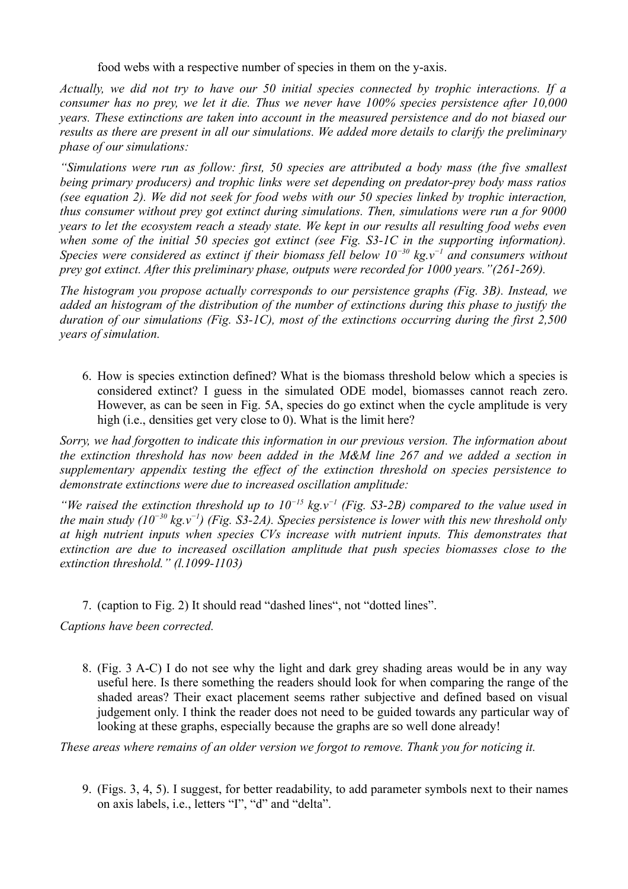food webs with a respective number of species in them on the y-axis.

*Actually, we did not try to have our 50 initial species connected by trophic interactions. If a consumer has no prey, we let it die. Thus we never have 100% species persistence after 10,000 years. These extinctions are taken into account in the measured persistence and do not biased our results as there are present in all our simulations. We added more details to clarify the preliminary phase of our simulations:*

*"Simulations were run as follow: first, 50 species are attributed a body mass (the five smallest being primary producers) and trophic links were set depending on predator-prey body mass ratios (see equation 2). We did not seek for food webs with our 50 species linked by trophic interaction, thus consumer without prey got extinct during simulations. Then, simulations were run a for 9000 years to let the ecosystem reach a steady state. We kept in our results all resulting food webs even when some of the initial 50 species got extinct (see Fig. S3-1C in the supporting information). Species were considered as extinct if their biomass fell below $10^{-30}$ $kg.v^{-1}$ and consumers without prey got extinct. After this preliminary phase, outputs were recorded for 1000 years."(261-269).*

*The histogram you propose actually corresponds to our persistence graphs (Fig. 3B). Instead, we added an histogram of the distribution of the number of extinctions during this phase to justify the duration of our simulations (Fig. S3-1C), most of the extinctions occurring during the first 2,500 years of simulation.*

6. How is species extinction defined? What is the biomass threshold below which a species is considered extinct? I guess in the simulated ODE model, biomasses cannot reach zero. However, as can be seen in Fig. 5A, species do go extinct when the cycle amplitude is very high (i.e., densities get very close to 0). What is the limit here?

*Sorry, we had forgotten to indicate this information in our previous version. The information about the extinction threshold has now been added in the M&M line 267 and we added a section in supplementary appendix testing the effect of the extinction threshold on species persistence to demonstrate extinctions were due to increased oscillation amplitude:*

*"We raised the extinction threshold up to $10^{-15}$ $kg.v^{-1}$ (Fig. S3-2B) compared to the value used in the main study ($10^{-30}$ $kg.v^{-1}$) (Fig. S3-2A). Species persistence is lower with this new threshold only at high nutrient inputs when species CVs increase with nutrient inputs. This demonstrates that extinction are due to increased oscillation amplitude that push species biomasses close to the extinction threshold." (l.1099-1103)*

7. (caption to Fig. 2) It should read "dashed lines", not "dotted lines".

*Captions have been corrected.*

8. (Fig. 3 A-C) I do not see why the light and dark grey shading areas would be in any way useful here. Is there something the readers should look for when comparing the range of the shaded areas? Their exact placement seems rather subjective and defined based on visual judgement only. I think the reader does not need to be guided towards any particular way of looking at these graphs, especially because the graphs are so well done already!

*These areas where remains of an older version we forgot to remove. Thank you for noticing it.*

9. (Figs. 3, 4, 5). I suggest, for better readability, to add parameter symbols next to their names on axis labels, i.e., letters "I", "d" and "delta".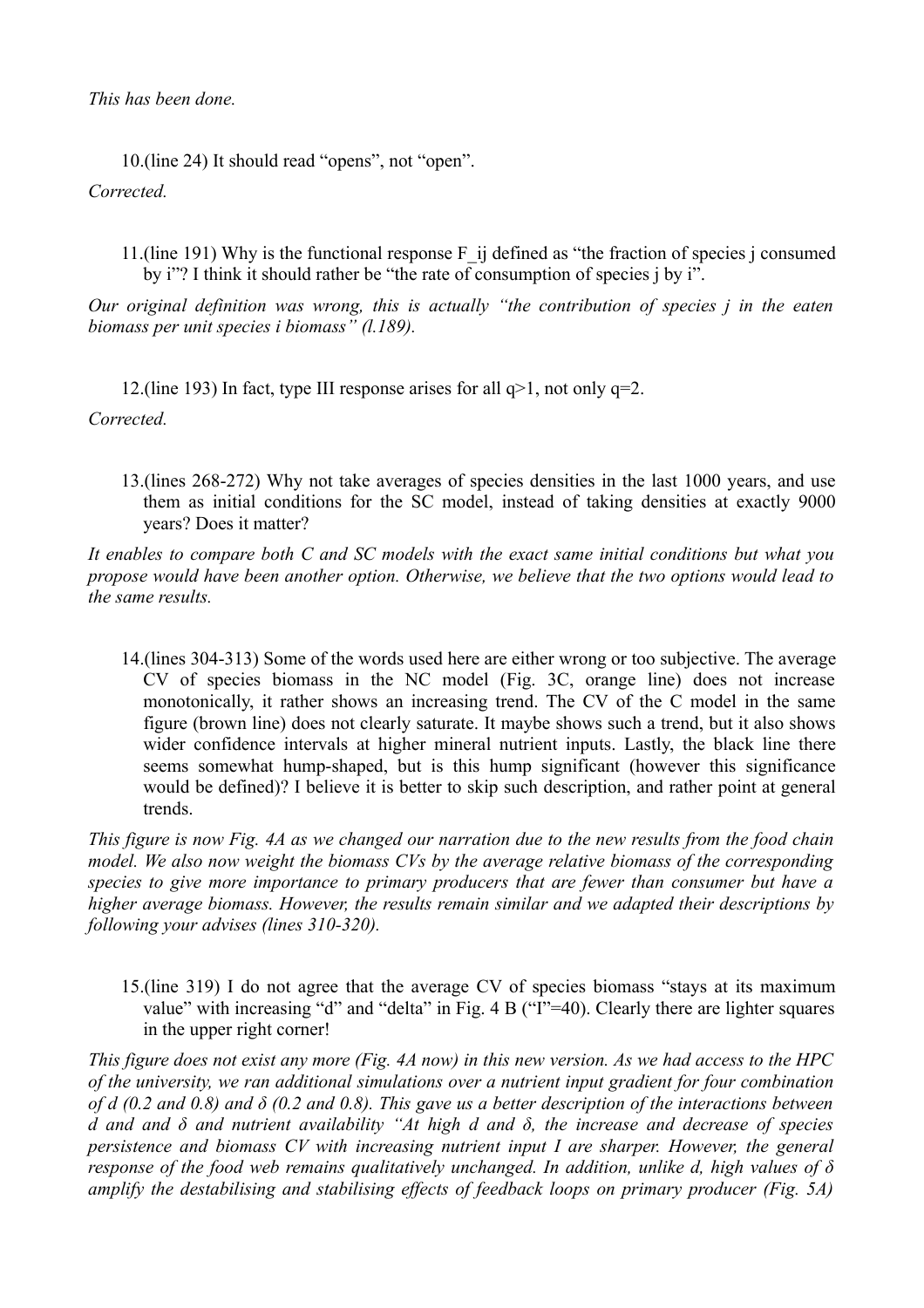*This has been done.*

10.(line 24) It should read "opens", not "open".

*Corrected.*

11.(line 191) Why is the functional response F_ij defined as "the fraction of species j consumed by i"? I think it should rather be "the rate of consumption of species j by i".

*Our original definition was wrong, this is actually "the contribution of species j in the eaten biomass per unit species i biomass" (l.189).*

12.(line 193) In fact, type III response arises for all q>1, not only q=2.

*Corrected.*

13.(lines 268-272) Why not take averages of species densities in the last 1000 years, and use them as initial conditions for the SC model, instead of taking densities at exactly 9000 years? Does it matter?

*It enables to compare both C and SC models with the exact same initial conditions but what you propose would have been another option. Otherwise, we believe that the two options would lead to the same results.*

14.(lines 304-313) Some of the words used here are either wrong or too subjective. The average CV of species biomass in the NC model (Fig. 3C, orange line) does not increase monotonically, it rather shows an increasing trend. The CV of the C model in the same figure (brown line) does not clearly saturate. It maybe shows such a trend, but it also shows wider confidence intervals at higher mineral nutrient inputs. Lastly, the black line there seems somewhat hump-shaped, but is this hump significant (however this significance would be defined)? I believe it is better to skip such description, and rather point at general trends.

*This figure is now Fig. 4A as we changed our narration due to the new results from the food chain model. We also now weight the biomass CVs by the average relative biomass of the corresponding species to give more importance to primary producers that are fewer than consumer but have a higher average biomass. However, the results remain similar and we adapted their descriptions by following your advises (lines 310-320).*

15.(line 319) I do not agree that the average CV of species biomass "stays at its maximum value" with increasing "d" and "delta" in Fig. 4 B ("I"=40). Clearly there are lighter squares in the upper right corner!

*This figure does not exist any more (Fig. 4A now) in this new version. As we had access to the HPC of the university, we ran additional simulations over a nutrient input gradient for four combination of d (0.2 and 0.8) and δ (0.2 and 0.8). This gave us a better description of the interactions between d and and δ and nutrient availability "At high d and δ, the increase and decrease of species persistence and biomass CV with increasing nutrient input I are sharper. However, the general response of the food web remains qualitatively unchanged. In addition, unlike d, high values of δ amplify the destabilising and stabilising effects of feedback loops on primary producer (Fig. 5A)*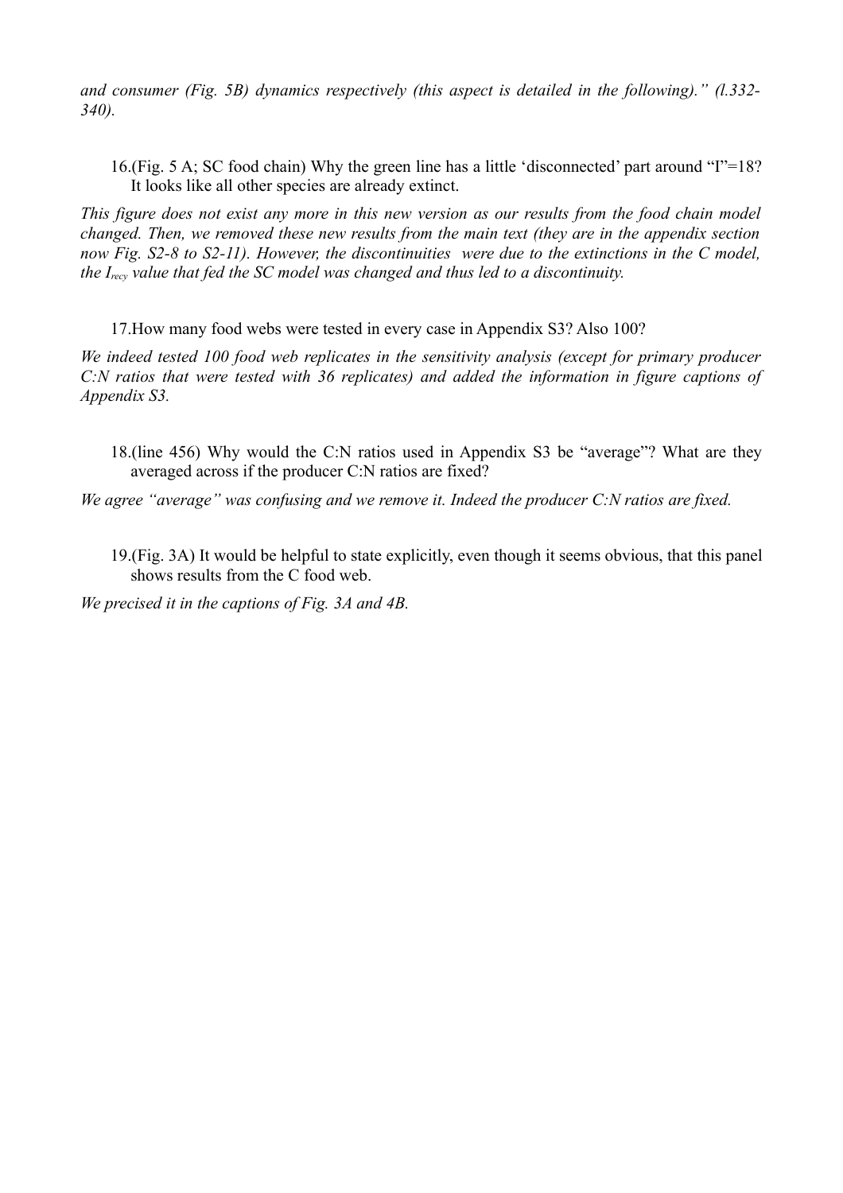*and consumer (Fig. 5B) dynamics respectively (this aspect is detailed in the following)." (l.332-340).*

16.(Fig. 5 A; SC food chain) Why the green line has a little 'disconnected' part around "I"=18? It looks like all other species are already extinct.

*This figure does not exist any more in this new version as our results from the food chain model changed. Then, we removed these new results from the main text (they are in the appendix section now Fig. S2-8 to S2-11). However, the discontinuities were due to the extinctions in the C model, the $I_{recy}$ value that fed the SC model was changed and thus led to a discontinuity.*

17.How many food webs were tested in every case in Appendix S3? Also 100?

*We indeed tested 100 food web replicates in the sensitivity analysis (except for primary producer C:N ratios that were tested with 36 replicates) and added the information in figure captions of Appendix S3.*

18.(line 456) Why would the C:N ratios used in Appendix S3 be "average"? What are they averaged across if the producer C:N ratios are fixed?

*We agree "average" was confusing and we remove it. Indeed the producer C:N ratios are fixed.*

19.(Fig. 3A) It would be helpful to state explicitly, even though it seems obvious, that this panel shows results from the C food web.

*We precised it in the captions of Fig. 3A and 4B.*